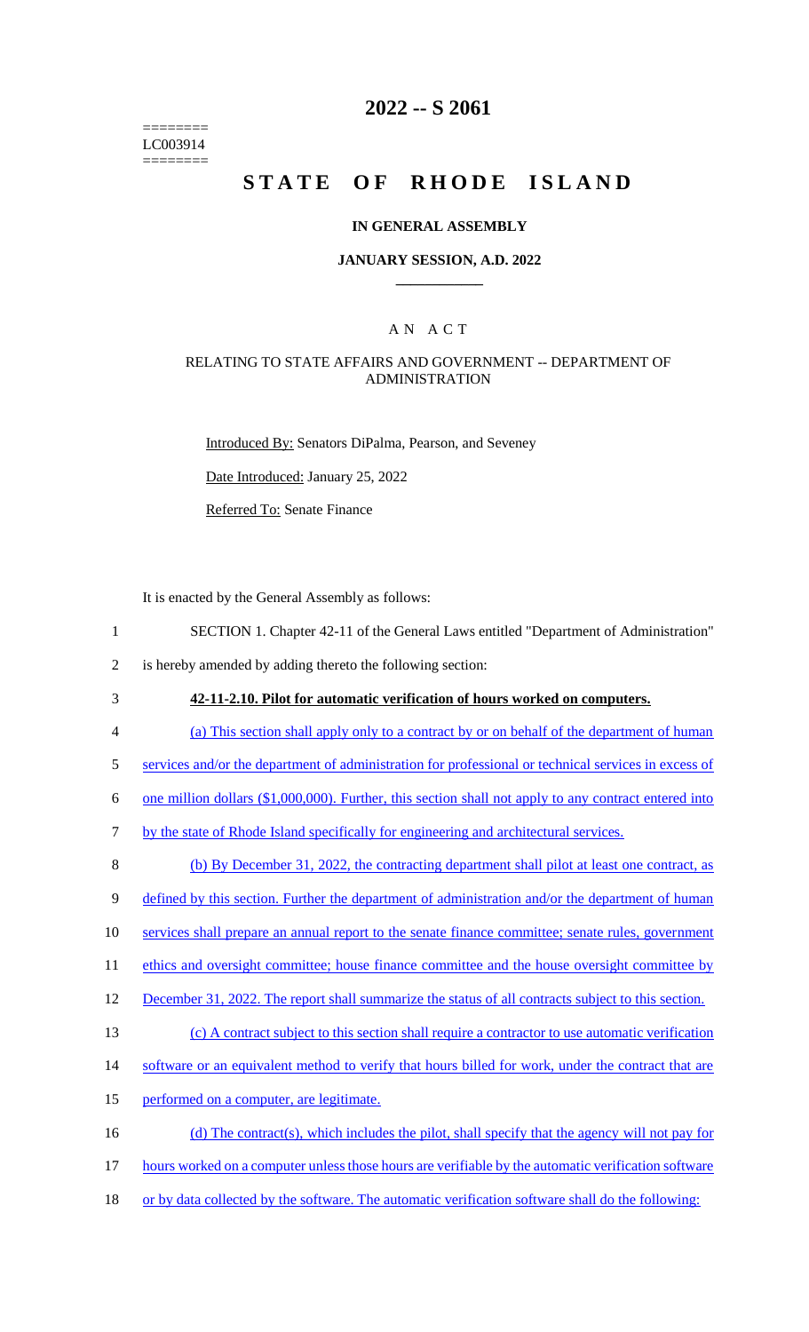========
LC003914
========

# 2022 -- S 2061

# STATE OF RHODE ISLAND

## IN GENERAL ASSEMBLY

### JANUARY SESSION, A.D. 2022

---

## A N A C T

### RELATING TO STATE AFFAIRS AND GOVERNMENT -- DEPARTMENT OF ADMINISTRATION

Introduced By: Senators DiPalma, Pearson, and Seveney

Date Introduced: January 25, 2022

Referred To: Senate Finance

It is enacted by the General Assembly as follows:

1 SECTION 1. Chapter 42-11 of the General Laws entitled "Department of Administration"
2 is hereby amended by adding thereto the following section:

3 **42-11-2.10. Pilot for automatic verification of hours worked on computers.**

4 (a) This section shall apply only to a contract by or on behalf of the department of human
5 services and/or the department of administration for professional or technical services in excess of
6 one million dollars ($1,000,000). Further, this section shall not apply to any contract entered into
7 by the state of Rhode Island specifically for engineering and architectural services.

8 (b) By December 31, 2022, the contracting department shall pilot at least one contract, as
9 defined by this section. Further the department of administration and/or the department of human
10 services shall prepare an annual report to the senate finance committee; senate rules, government
11 ethics and oversight committee; house finance committee and the house oversight committee by
12 December 31, 2022. The report shall summarize the status of all contracts subject to this section.

13 (c) A contract subject to this section shall require a contractor to use automatic verification
14 software or an equivalent method to verify that hours billed for work, under the contract that are
15 performed on a computer, are legitimate.

16 (d) The contract(s), which includes the pilot, shall specify that the agency will not pay for
17 hours worked on a computer unless those hours are verifiable by the automatic verification software
18 or by data collected by the software. The automatic verification software shall do the following: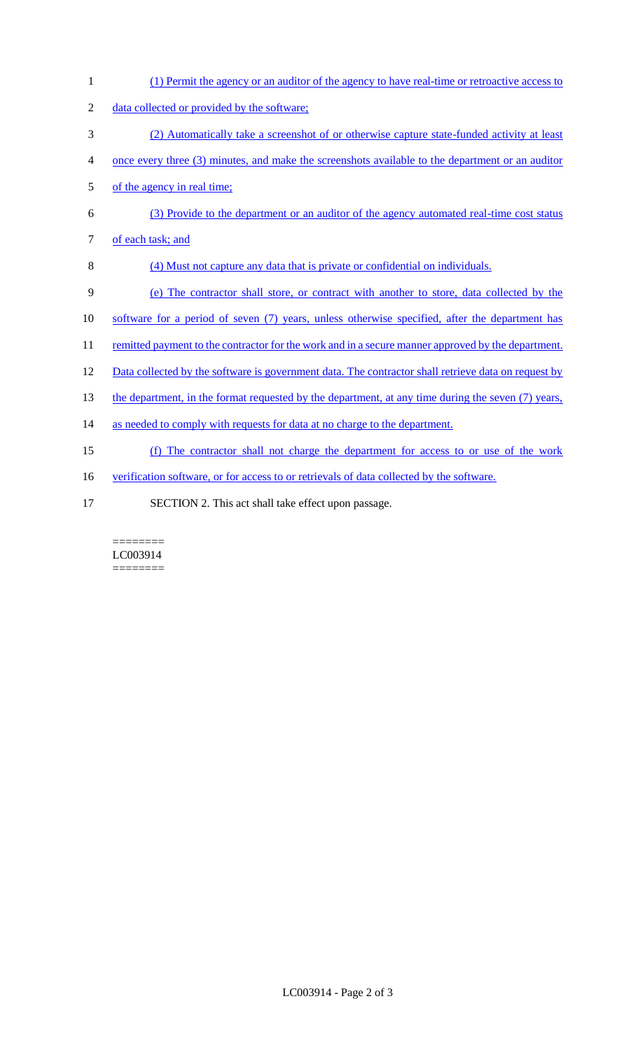(1) Permit the agency or an auditor of the agency to have real-time or retroactive access to data collected or provided by the software;

(2) Automatically take a screenshot of or otherwise capture state-funded activity at least once every three (3) minutes, and make the screenshots available to the department or an auditor of the agency in real time;

(3) Provide to the department or an auditor of the agency automated real-time cost status of each task; and

(4) Must not capture any data that is private or confidential on individuals.

(e) The contractor shall store, or contract with another to store, data collected by the software for a period of seven (7) years, unless otherwise specified, after the department has remitted payment to the contractor for the work and in a secure manner approved by the department. Data collected by the software is government data. The contractor shall retrieve data on request by the department, in the format requested by the department, at any time during the seven (7) years, as needed to comply with requests for data at no charge to the department.

(f) The contractor shall not charge the department for access to or use of the work verification software, or for access to or retrievals of data collected by the software.

SECTION 2. This act shall take effect upon passage.

========
LC003914
========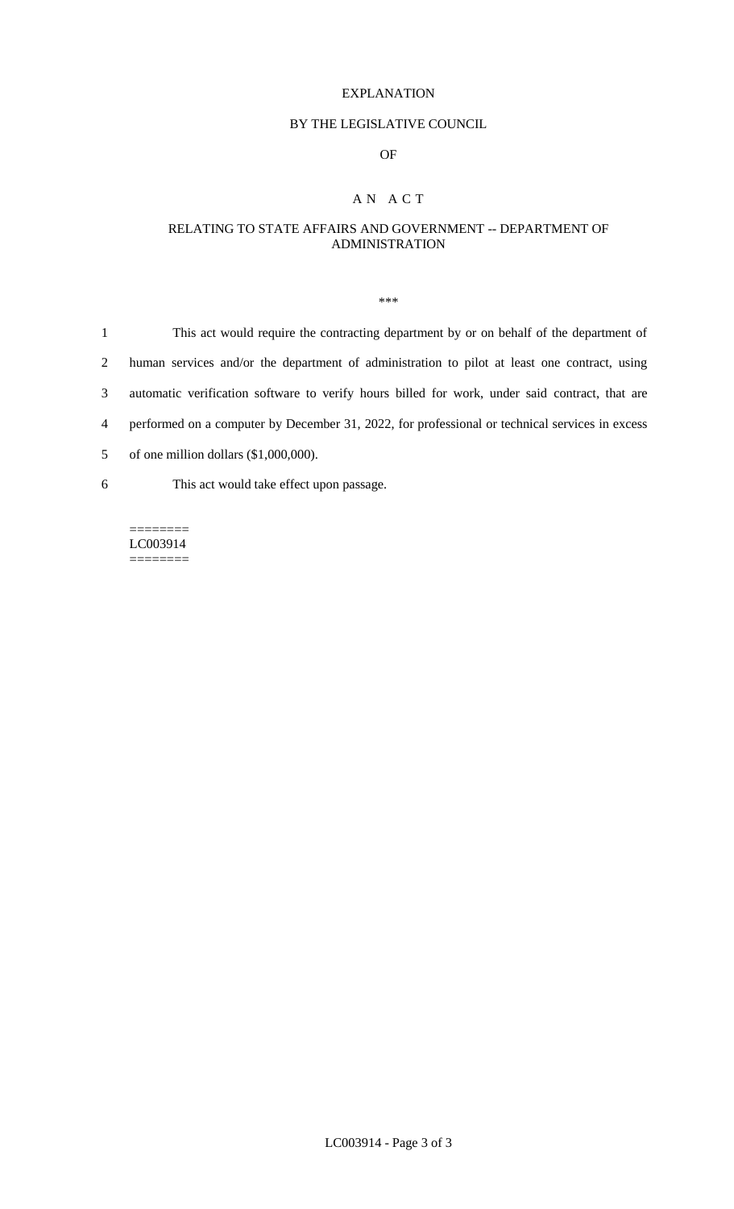EXPLANATION

BY THE LEGISLATIVE COUNCIL

OF

A N A C T

RELATING TO STATE AFFAIRS AND GOVERNMENT -- DEPARTMENT OF ADMINISTRATION

\*\*\*

This act would require the contracting department by or on behalf of the department of human services and/or the department of administration to pilot at least one contract, using automatic verification software to verify hours billed for work, under said contract, that are performed on a computer by December 31, 2022, for professional or technical services in excess of one million dollars ($1,000,000).

This act would take effect upon passage.

========
LC003914
========